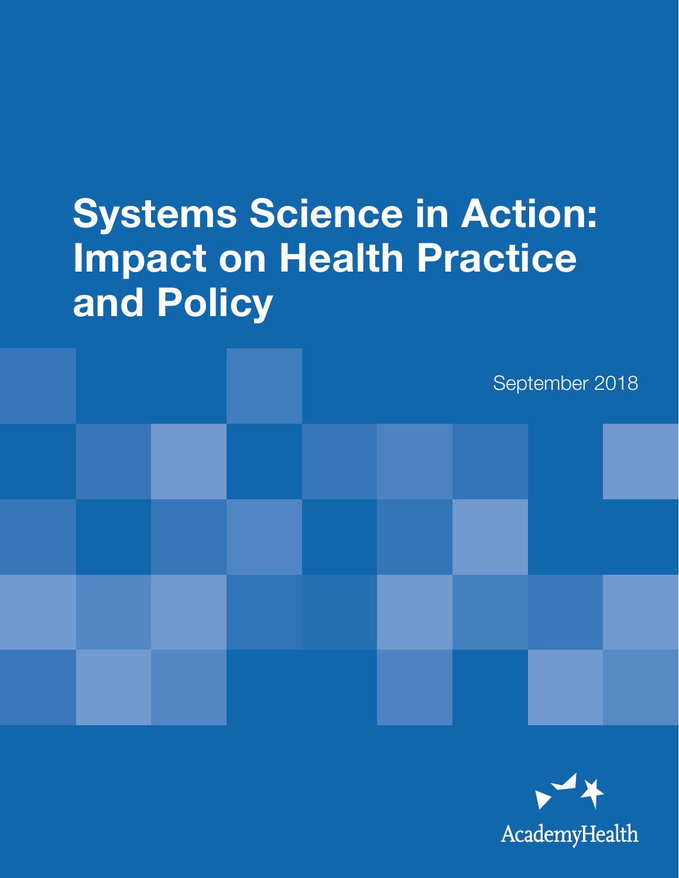# Systems Science in Action: Impact on Health Practice and Policy

September 2018

AcademyHealth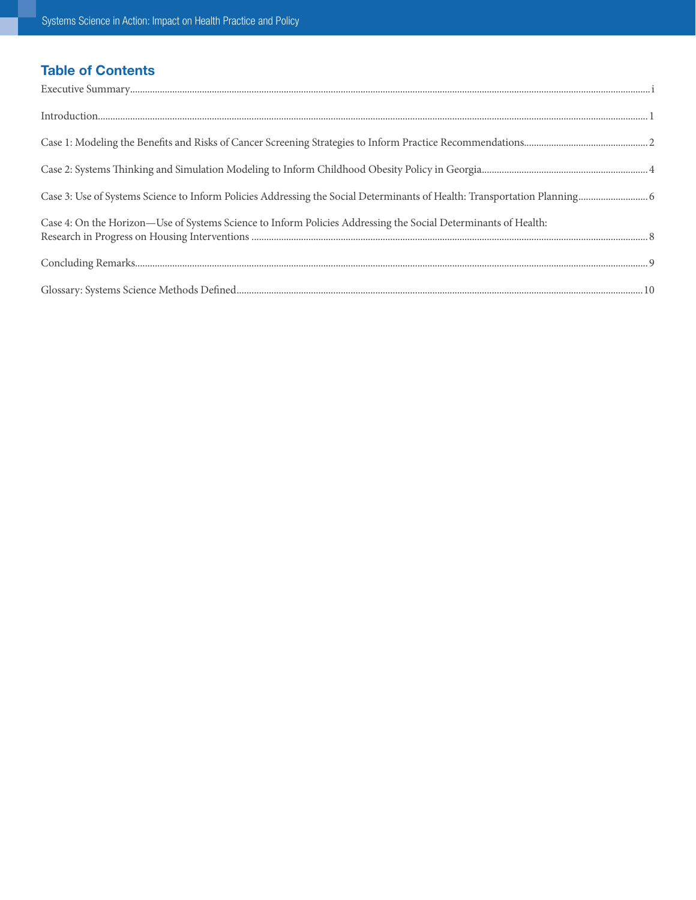## Table of Contents

Executive Summary.......... i

Introduction.......... 1

Case 1: Modeling the Benefits and Risks of Cancer Screening Strategies to Inform Practice Recommendations.......... 2

Case 2: Systems Thinking and Simulation Modeling to Inform Childhood Obesity Policy in Georgia.......... 4

Case 3: Use of Systems Science to Inform Policies Addressing the Social Determinants of Health: Transportation Planning.......... 6

Case 4: On the Horizon—Use of Systems Science to Inform Policies Addressing the Social Determinants of Health: Research in Progress on Housing Interventions.......... 8

Concluding Remarks.......... 9

Glossary: Systems Science Methods Defined.......... 10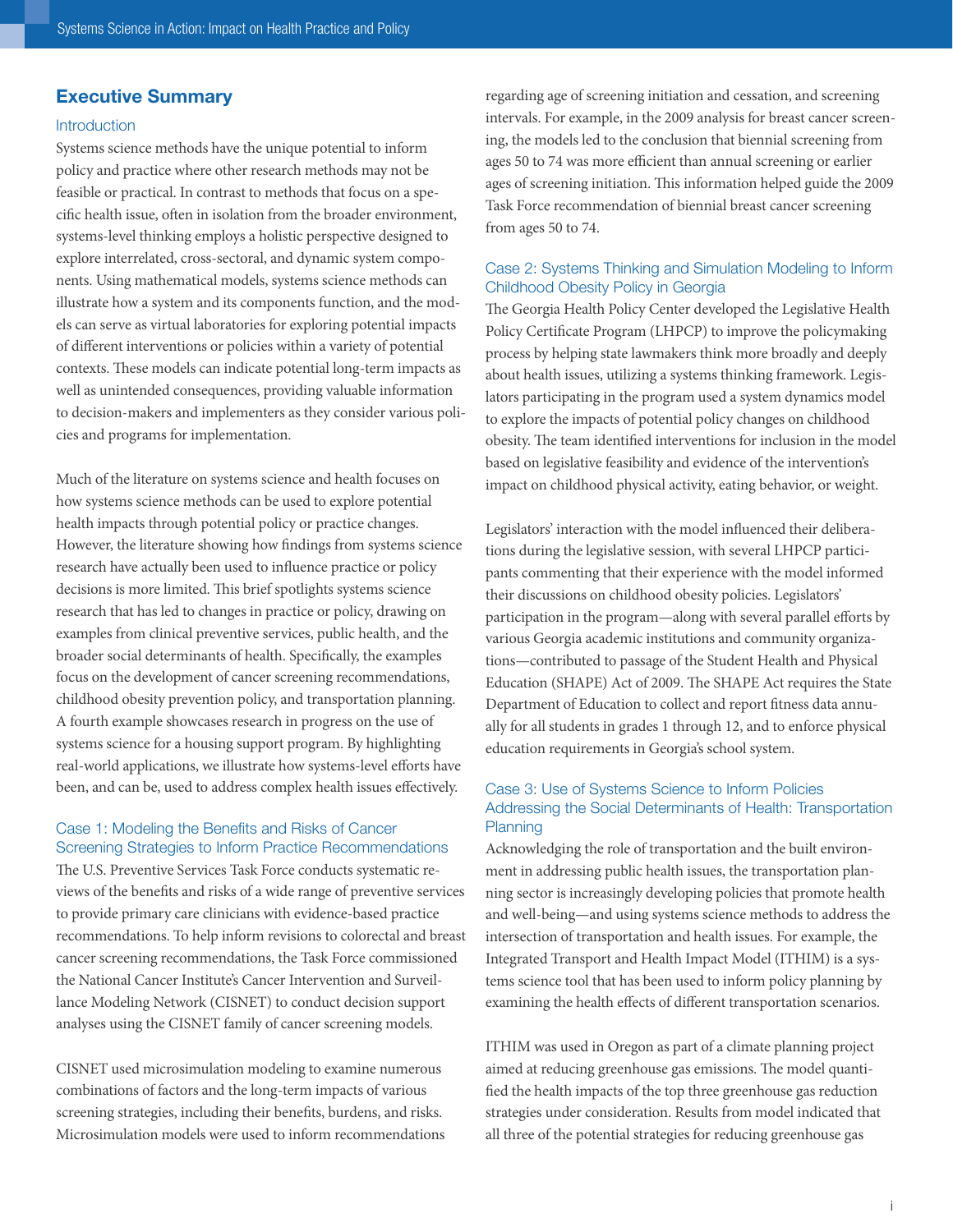## Executive Summary

### Introduction

Systems science methods have the unique potential to inform policy and practice where other research methods may not be feasible or practical. In contrast to methods that focus on a specific health issue, often in isolation from the broader environment, systems-level thinking employs a holistic perspective designed to explore interrelated, cross-sectoral, and dynamic system components. Using mathematical models, systems science methods can illustrate how a system and its components function, and the models can serve as virtual laboratories for exploring potential impacts of different interventions or policies within a variety of potential contexts. These models can indicate potential long-term impacts as well as unintended consequences, providing valuable information to decision-makers and implementers as they consider various policies and programs for implementation.

Much of the literature on systems science and health focuses on how systems science methods can be used to explore potential health impacts through potential policy or practice changes. However, the literature showing how findings from systems science research have actually been used to influence practice or policy decisions is more limited. This brief spotlights systems science research that has led to changes in practice or policy, drawing on examples from clinical preventive services, public health, and the broader social determinants of health. Specifically, the examples focus on the development of cancer screening recommendations, childhood obesity prevention policy, and transportation planning. A fourth example showcases research in progress on the use of systems science for a housing support program. By highlighting real-world applications, we illustrate how systems-level efforts have been, and can be, used to address complex health issues effectively.

### Case 1: Modeling the Benefits and Risks of Cancer Screening Strategies to Inform Practice Recommendations

The U.S. Preventive Services Task Force conducts systematic reviews of the benefits and risks of a wide range of preventive services to provide primary care clinicians with evidence-based practice recommendations. To help inform revisions to colorectal and breast cancer screening recommendations, the Task Force commissioned the National Cancer Institute's Cancer Intervention and Surveillance Modeling Network (CISNET) to conduct decision support analyses using the CISNET family of cancer screening models.

CISNET used microsimulation modeling to examine numerous combinations of factors and the long-term impacts of various screening strategies, including their benefits, burdens, and risks. Microsimulation models were used to inform recommendations regarding age of screening initiation and cessation, and screening intervals. For example, in the 2009 analysis for breast cancer screening, the models led to the conclusion that biennial screening from ages 50 to 74 was more efficient than annual screening or earlier ages of screening initiation. This information helped guide the 2009 Task Force recommendation of biennial breast cancer screening from ages 50 to 74.

### Case 2: Systems Thinking and Simulation Modeling to Inform Childhood Obesity Policy in Georgia

The Georgia Health Policy Center developed the Legislative Health Policy Certificate Program (LHPCP) to improve the policymaking process by helping state lawmakers think more broadly and deeply about health issues, utilizing a systems thinking framework. Legislators participating in the program used a system dynamics model to explore the impacts of potential policy changes on childhood obesity. The team identified interventions for inclusion in the model based on legislative feasibility and evidence of the intervention's impact on childhood physical activity, eating behavior, or weight.

Legislators' interaction with the model influenced their deliberations during the legislative session, with several LHPCP participants commenting that their experience with the model informed their discussions on childhood obesity policies. Legislators' participation in the program—along with several parallel efforts by various Georgia academic institutions and community organizations—contributed to passage of the Student Health and Physical Education (SHAPE) Act of 2009. The SHAPE Act requires the State Department of Education to collect and report fitness data annually for all students in grades 1 through 12, and to enforce physical education requirements in Georgia's school system.

### Case 3: Use of Systems Science to Inform Policies Addressing the Social Determinants of Health: Transportation Planning

Acknowledging the role of transportation and the built environment in addressing public health issues, the transportation planning sector is increasingly developing policies that promote health and well-being—and using systems science methods to address the intersection of transportation and health issues. For example, the Integrated Transport and Health Impact Model (ITHIM) is a systems science tool that has been used to inform policy planning by examining the health effects of different transportation scenarios.

ITHIM was used in Oregon as part of a climate planning project aimed at reducing greenhouse gas emissions. The model quantified the health impacts of the top three greenhouse gas reduction strategies under consideration. Results from model indicated that all three of the potential strategies for reducing greenhouse gas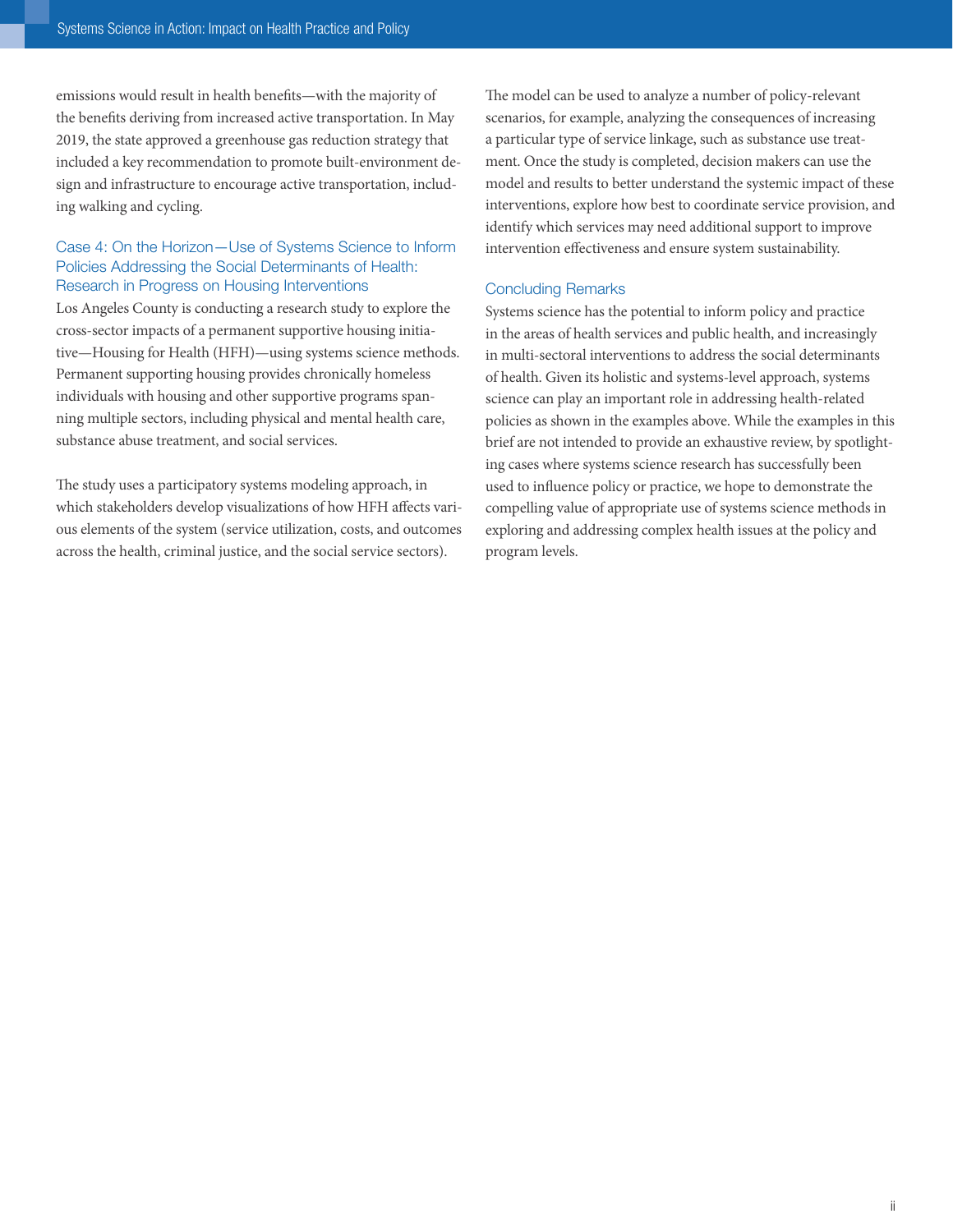emissions would result in health benefits—with the majority of the benefits deriving from increased active transportation. In May 2019, the state approved a greenhouse gas reduction strategy that included a key recommendation to promote built-environment design and infrastructure to encourage active transportation, including walking and cycling.

### Case 4: On the Horizon—Use of Systems Science to Inform Policies Addressing the Social Determinants of Health: Research in Progress on Housing Interventions

Los Angeles County is conducting a research study to explore the cross-sector impacts of a permanent supportive housing initiative—Housing for Health (HFH)—using systems science methods. Permanent supporting housing provides chronically homeless individuals with housing and other supportive programs spanning multiple sectors, including physical and mental health care, substance abuse treatment, and social services.

The study uses a participatory systems modeling approach, in which stakeholders develop visualizations of how HFH affects various elements of the system (service utilization, costs, and outcomes across the health, criminal justice, and the social service sectors). The model can be used to analyze a number of policy-relevant scenarios, for example, analyzing the consequences of increasing a particular type of service linkage, such as substance use treatment. Once the study is completed, decision makers can use the model and results to better understand the systemic impact of these interventions, explore how best to coordinate service provision, and identify which services may need additional support to improve intervention effectiveness and ensure system sustainability.

### Concluding Remarks

Systems science has the potential to inform policy and practice in the areas of health services and public health, and increasingly in multi-sectoral interventions to address the social determinants of health. Given its holistic and systems-level approach, systems science can play an important role in addressing health-related policies as shown in the examples above. While the examples in this brief are not intended to provide an exhaustive review, by spotlighting cases where systems science research has successfully been used to influence policy or practice, we hope to demonstrate the compelling value of appropriate use of systems science methods in exploring and addressing complex health issues at the policy and program levels.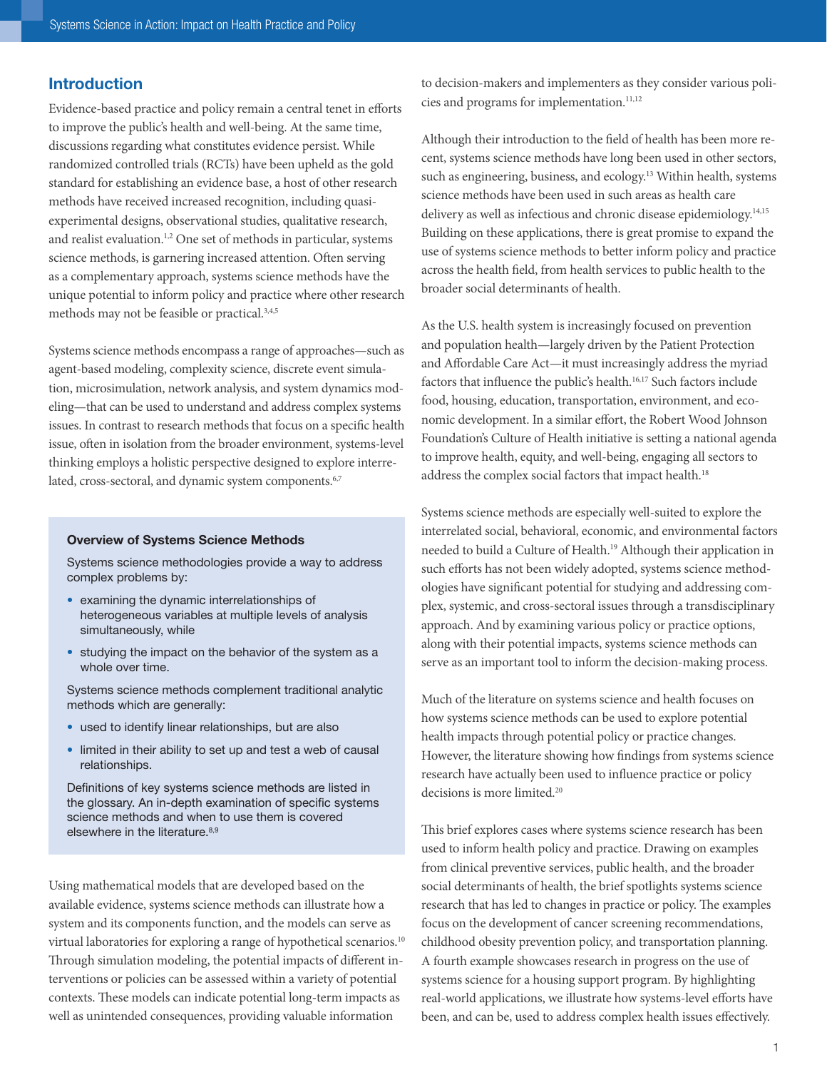## Introduction

Evidence-based practice and policy remain a central tenet in efforts to improve the public's health and well-being. At the same time, discussions regarding what constitutes evidence persist. While randomized controlled trials (RCTs) have been upheld as the gold standard for establishing an evidence base, a host of other research methods have received increased recognition, including quasi-experimental designs, observational studies, qualitative research, and realist evaluation.[1,2] One set of methods in particular, systems science methods, is garnering increased attention. Often serving as a complementary approach, systems science methods have the unique potential to inform policy and practice where other research methods may not be feasible or practical.[3,4,5]

Systems science methods encompass a range of approaches—such as agent-based modeling, complexity science, discrete event simulation, microsimulation, network analysis, and system dynamics modeling—that can be used to understand and address complex systems issues. In contrast to research methods that focus on a specific health issue, often in isolation from the broader environment, systems-level thinking employs a holistic perspective designed to explore interrelated, cross-sectoral, and dynamic system components.[6,7]

### Overview of Systems Science Methods

Systems science methodologies provide a way to address complex problems by:

- examining the dynamic interrelationships of heterogeneous variables at multiple levels of analysis simultaneously, while
- studying the impact on the behavior of the system as a whole over time.

Systems science methods complement traditional analytic methods which are generally:

- used to identify linear relationships, but are also
- limited in their ability to set up and test a web of causal relationships.

Definitions of key systems science methods are listed in the glossary. An in-depth examination of specific systems science methods and when to use them is covered elsewhere in the literature.[8,9]

Using mathematical models that are developed based on the available evidence, systems science methods can illustrate how a system and its components function, and the models can serve as virtual laboratories for exploring a range of hypothetical scenarios.[10] Through simulation modeling, the potential impacts of different interventions or policies can be assessed within a variety of potential contexts. These models can indicate potential long-term impacts as well as unintended consequences, providing valuable information to decision-makers and implementers as they consider various policies and programs for implementation.[11,12]

Although their introduction to the field of health has been more recent, systems science methods have long been used in other sectors, such as engineering, business, and ecology.[13] Within health, systems science methods have been used in such areas as health care delivery as well as infectious and chronic disease epidemiology.[14,15] Building on these applications, there is great promise to expand the use of systems science methods to better inform policy and practice across the health field, from health services to public health to the broader social determinants of health.

As the U.S. health system is increasingly focused on prevention and population health—largely driven by the Patient Protection and Affordable Care Act—it must increasingly address the myriad factors that influence the public's health.[16,17] Such factors include food, housing, education, transportation, environment, and economic development. In a similar effort, the Robert Wood Johnson Foundation's Culture of Health initiative is setting a national agenda to improve health, equity, and well-being, engaging all sectors to address the complex social factors that impact health.[18]

Systems science methods are especially well-suited to explore the interrelated social, behavioral, economic, and environmental factors needed to build a Culture of Health.[19] Although their application in such efforts has not been widely adopted, systems science methodologies have significant potential for studying and addressing complex, systemic, and cross-sectoral issues through a transdisciplinary approach. And by examining various policy or practice options, along with their potential impacts, systems science methods can serve as an important tool to inform the decision-making process.

Much of the literature on systems science and health focuses on how systems science methods can be used to explore potential health impacts through potential policy or practice changes. However, the literature showing how findings from systems science research have actually been used to influence practice or policy decisions is more limited.[20]

This brief explores cases where systems science research has been used to inform health policy and practice. Drawing on examples from clinical preventive services, public health, and the broader social determinants of health, the brief spotlights systems science research that has led to changes in practice or policy. The examples focus on the development of cancer screening recommendations, childhood obesity prevention policy, and transportation planning. A fourth example showcases research in progress on the use of systems science for a housing support program. By highlighting real-world applications, we illustrate how systems-level efforts have been, and can be, used to address complex health issues effectively.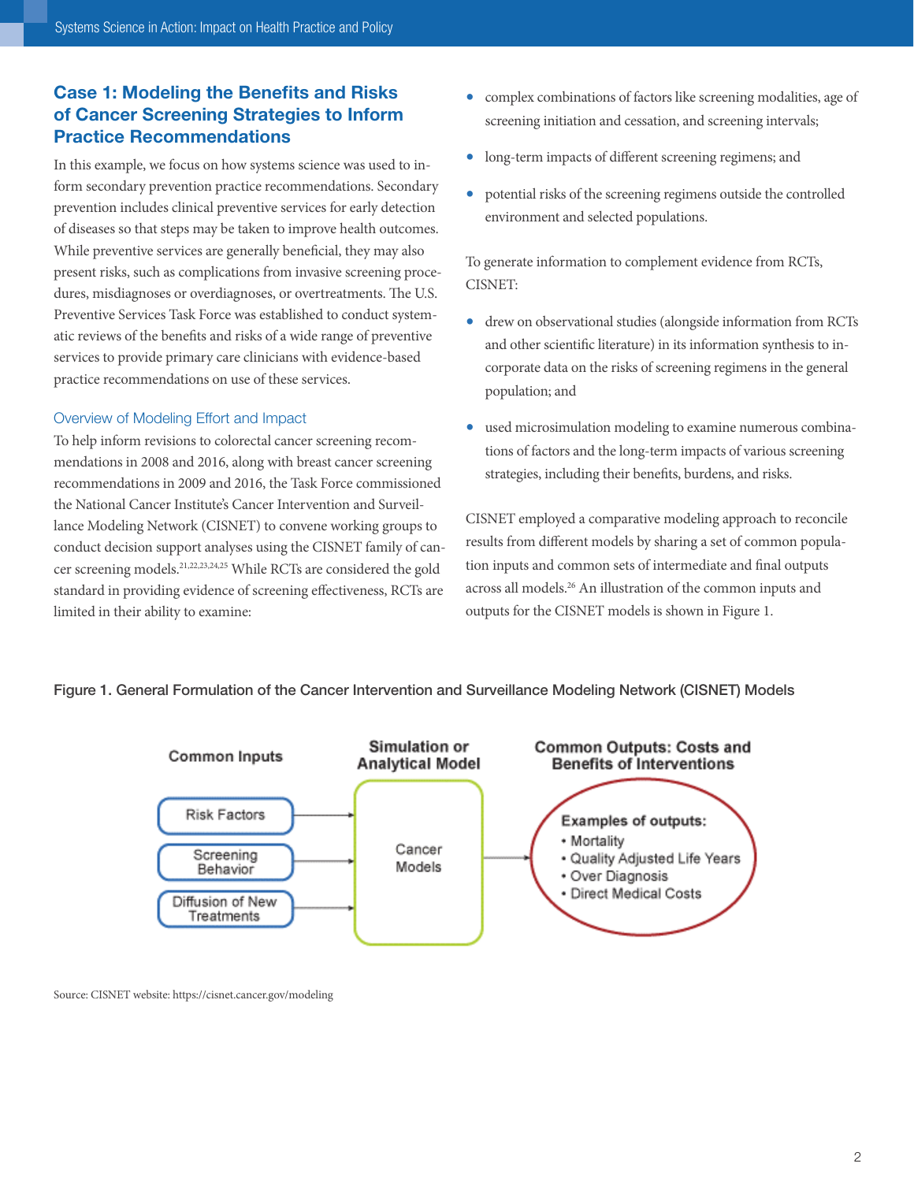## Case 1: Modeling the Benefits and Risks of Cancer Screening Strategies to Inform Practice Recommendations

In this example, we focus on how systems science was used to inform secondary prevention practice recommendations. Secondary prevention includes clinical preventive services for early detection of diseases so that steps may be taken to improve health outcomes. While preventive services are generally beneficial, they may also present risks, such as complications from invasive screening procedures, misdiagnoses or overdiagnoses, or overtreatments. The U.S. Preventive Services Task Force was established to conduct systematic reviews of the benefits and risks of a wide range of preventive services to provide primary care clinicians with evidence-based practice recommendations on use of these services.

### Overview of Modeling Effort and Impact

To help inform revisions to colorectal cancer screening recommendations in 2008 and 2016, along with breast cancer screening recommendations in 2009 and 2016, the Task Force commissioned the National Cancer Institute's Cancer Intervention and Surveillance Modeling Network (CISNET) to convene working groups to conduct decision support analyses using the CISNET family of cancer screening models.[21,22,23,24,25] While RCTs are considered the gold standard in providing evidence of screening effectiveness, RCTs are limited in their ability to examine:

- complex combinations of factors like screening modalities, age of screening initiation and cessation, and screening intervals;
- long-term impacts of different screening regimens; and
- potential risks of the screening regimens outside the controlled environment and selected populations.

To generate information to complement evidence from RCTs, CISNET:

- drew on observational studies (alongside information from RCTs and other scientific literature) in its information synthesis to incorporate data on the risks of screening regimens in the general population; and
- used microsimulation modeling to examine numerous combinations of factors and the long-term impacts of various screening strategies, including their benefits, burdens, and risks.

CISNET employed a comparative modeling approach to reconcile results from different models by sharing a set of common population inputs and common sets of intermediate and final outputs across all models.[26] An illustration of the common inputs and outputs for the CISNET models is shown in Figure 1.

**Figure 1. General Formulation of the Cancer Intervention and Surveillance Modeling Network (CISNET) Models**

| Common Inputs | Simulation or Analytical Model | Common Outputs: Costs and Benefits of Interventions |
|---|---|---|
| Risk Factors<br>Screening Behavior<br>Diffusion of New Treatments | Cancer Models | Examples of outputs:<br>• Mortality<br>• Quality Adjusted Life Years<br>• Over Diagnosis<br>• Direct Medical Costs |

Source: CISNET website: https://cisnet.cancer.gov/modeling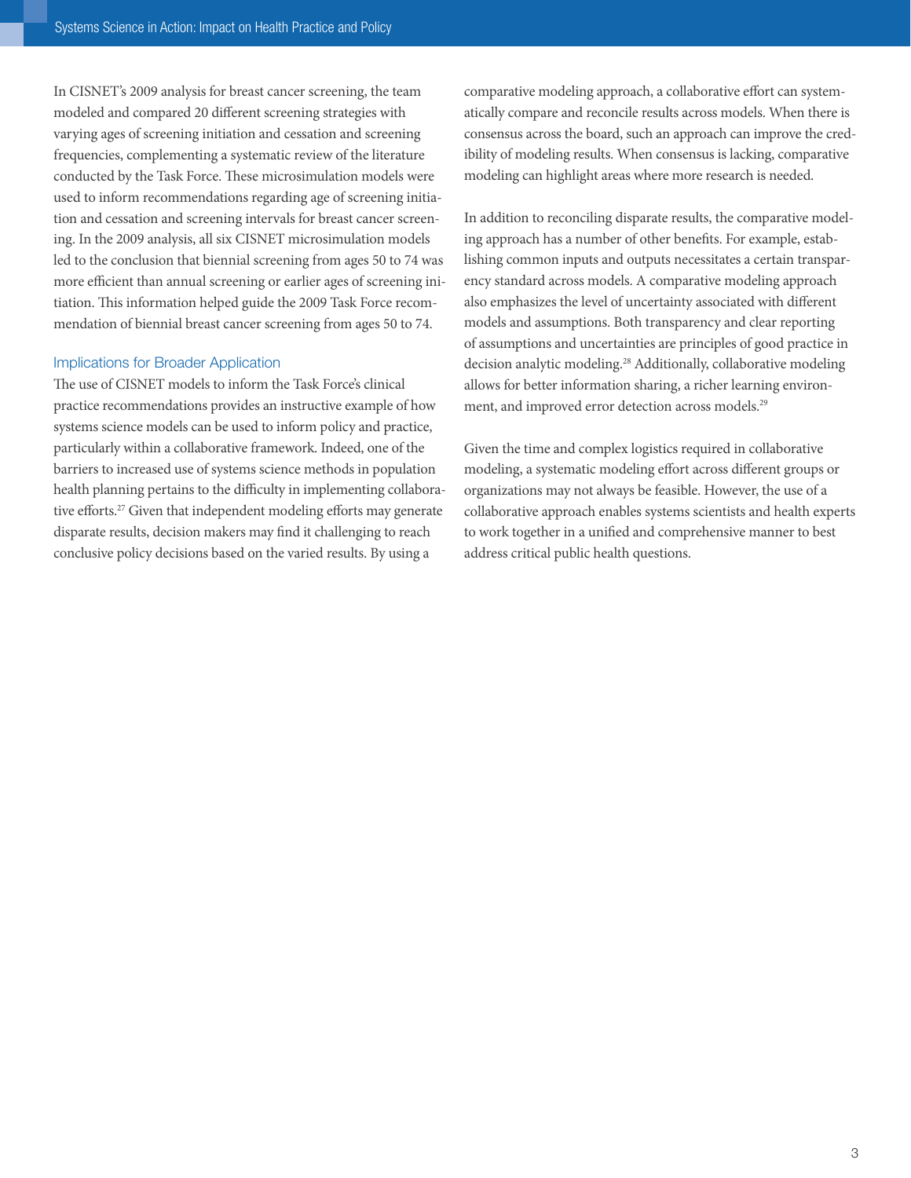In CISNET's 2009 analysis for breast cancer screening, the team modeled and compared 20 different screening strategies with varying ages of screening initiation and cessation and screening frequencies, complementing a systematic review of the literature conducted by the Task Force. These microsimulation models were used to inform recommendations regarding age of screening initiation and cessation and screening intervals for breast cancer screening. In the 2009 analysis, all six CISNET microsimulation models led to the conclusion that biennial screening from ages 50 to 74 was more efficient than annual screening or earlier ages of screening initiation. This information helped guide the 2009 Task Force recommendation of biennial breast cancer screening from ages 50 to 74.

### Implications for Broader Application

The use of CISNET models to inform the Task Force's clinical practice recommendations provides an instructive example of how systems science models can be used to inform policy and practice, particularly within a collaborative framework. Indeed, one of the barriers to increased use of systems science methods in population health planning pertains to the difficulty in implementing collaborative efforts.[27] Given that independent modeling efforts may generate disparate results, decision makers may find it challenging to reach conclusive policy decisions based on the varied results. By using a comparative modeling approach, a collaborative effort can systematically compare and reconcile results across models. When there is consensus across the board, such an approach can improve the credibility of modeling results. When consensus is lacking, comparative modeling can highlight areas where more research is needed.

In addition to reconciling disparate results, the comparative modeling approach has a number of other benefits. For example, establishing common inputs and outputs necessitates a certain transparency standard across models. A comparative modeling approach also emphasizes the level of uncertainty associated with different models and assumptions. Both transparency and clear reporting of assumptions and uncertainties are principles of good practice in decision analytic modeling.[28] Additionally, collaborative modeling allows for better information sharing, a richer learning environment, and improved error detection across models.[29]

Given the time and complex logistics required in collaborative modeling, a systematic modeling effort across different groups or organizations may not always be feasible. However, the use of a collaborative approach enables systems scientists and health experts to work together in a unified and comprehensive manner to best address critical public health questions.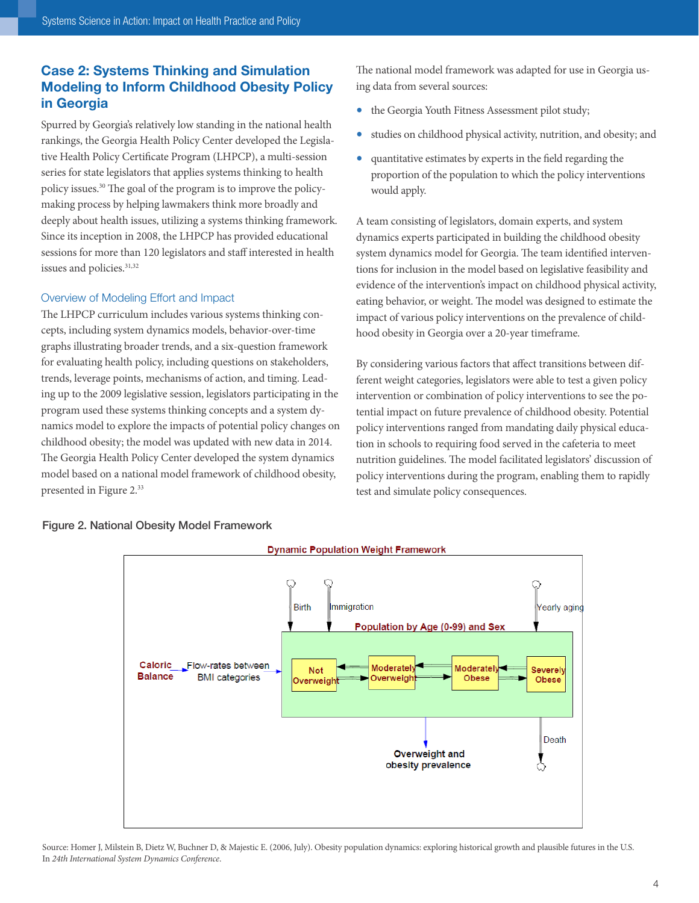## Case 2: Systems Thinking and Simulation Modeling to Inform Childhood Obesity Policy in Georgia

Spurred by Georgia's relatively low standing in the national health rankings, the Georgia Health Policy Center developed the Legislative Health Policy Certificate Program (LHPCP), a multi-session series for state legislators that applies systems thinking to health policy issues.[30] The goal of the program is to improve the policy-making process by helping lawmakers think more broadly and deeply about health issues, utilizing a systems thinking framework. Since its inception in 2008, the LHPCP has provided educational sessions for more than 120 legislators and staff interested in health issues and policies.[31,32]

### Overview of Modeling Effort and Impact

The LHPCP curriculum includes various systems thinking concepts, including system dynamics models, behavior-over-time graphs illustrating broader trends, and a six-question framework for evaluating health policy, including questions on stakeholders, trends, leverage points, mechanisms of action, and timing. Leading up to the 2009 legislative session, legislators participating in the program used these systems thinking concepts and a system dynamics model to explore the impacts of potential policy changes on childhood obesity; the model was updated with new data in 2014. The Georgia Health Policy Center developed the system dynamics model based on a national model framework of childhood obesity, presented in Figure 2.[33]

The national model framework was adapted for use in Georgia using data from several sources:

- the Georgia Youth Fitness Assessment pilot study;
- studies on childhood physical activity, nutrition, and obesity; and
- quantitative estimates by experts in the field regarding the proportion of the population to which the policy interventions would apply.

A team consisting of legislators, domain experts, and system dynamics experts participated in building the childhood obesity system dynamics model for Georgia. The team identified interventions for inclusion in the model based on legislative feasibility and evidence of the intervention's impact on childhood physical activity, eating behavior, or weight. The model was designed to estimate the impact of various policy interventions on the prevalence of childhood obesity in Georgia over a 20-year timeframe.

By considering various factors that affect transitions between different weight categories, legislators were able to test a given policy intervention or combination of policy interventions to see the potential impact on future prevalence of childhood obesity. Potential policy interventions ranged from mandating daily physical education in schools to requiring food served in the cafeteria to meet nutrition guidelines. The model facilitated legislators' discussion of policy interventions during the program, enabling them to rapidly test and simulate policy consequences.

Figure 2. National Obesity Model Framework

Dynamic Population Weight Framework

Birth | Immigration | Yearly aging

Population by Age (0-99) and Sex

Caloric Balance → Flow-rates between BMI categories → Not Overweight ⇄ Moderately Overweight ⇄ Moderately Obese ⇄ Severely Obese

Overweight and obesity prevalence | Death

Source: Homer J, Milstein B, Dietz W, Buchner D, & Majestic E. (2006, July). Obesity population dynamics: exploring historical growth and plausible futures in the U.S. In *24th International System Dynamics Conference*.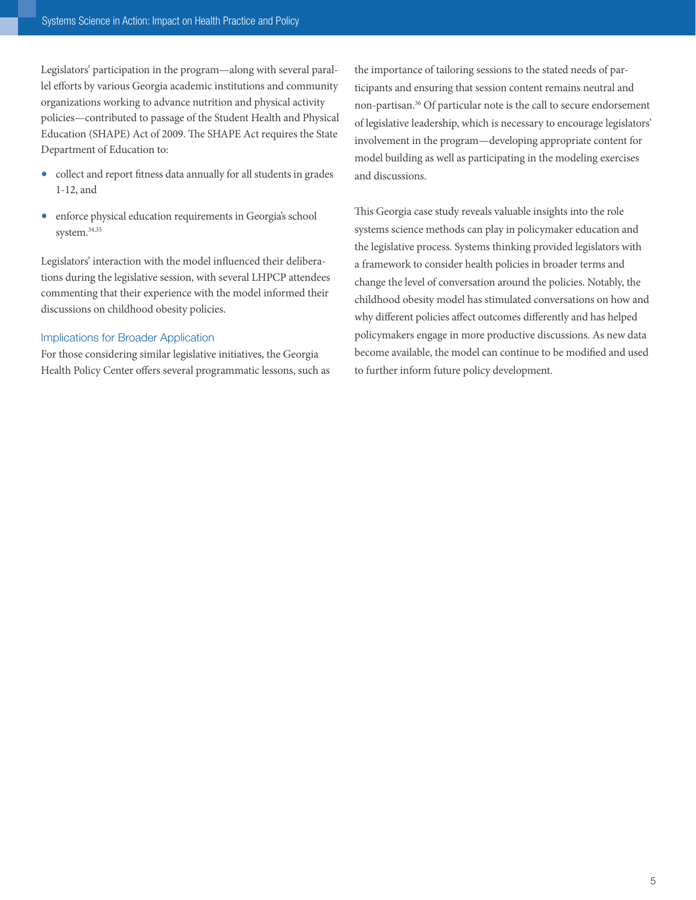Legislators' participation in the program—along with several parallel efforts by various Georgia academic institutions and community organizations working to advance nutrition and physical activity policies—contributed to passage of the Student Health and Physical Education (SHAPE) Act of 2009. The SHAPE Act requires the State Department of Education to:

- collect and report fitness data annually for all students in grades 1-12, and
- enforce physical education requirements in Georgia's school system.[34,35]

Legislators' interaction with the model influenced their deliberations during the legislative session, with several LHPCP attendees commenting that their experience with the model informed their discussions on childhood obesity policies.

### Implications for Broader Application

For those considering similar legislative initiatives, the Georgia Health Policy Center offers several programmatic lessons, such as the importance of tailoring sessions to the stated needs of participants and ensuring that session content remains neutral and non-partisan.[36] Of particular note is the call to secure endorsement of legislative leadership, which is necessary to encourage legislators' involvement in the program—developing appropriate content for model building as well as participating in the modeling exercises and discussions.

This Georgia case study reveals valuable insights into the role systems science methods can play in policymaker education and the legislative process. Systems thinking provided legislators with a framework to consider health policies in broader terms and change the level of conversation around the policies. Notably, the childhood obesity model has stimulated conversations on how and why different policies affect outcomes differently and has helped policymakers engage in more productive discussions. As new data become available, the model can continue to be modified and used to further inform future policy development.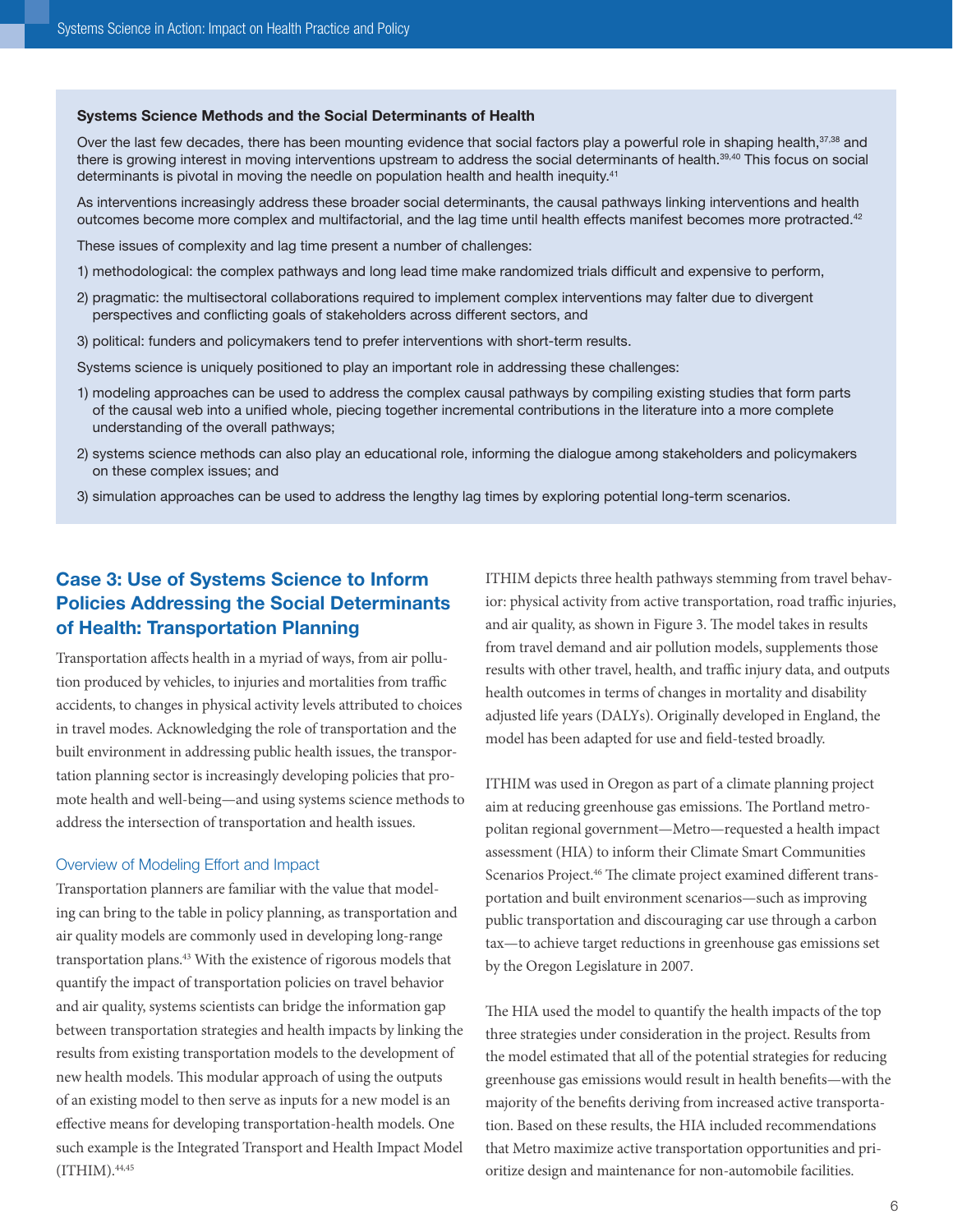### Systems Science Methods and the Social Determinants of Health

Over the last few decades, there has been mounting evidence that social factors play a powerful role in shaping health,[37,38] and there is growing interest in moving interventions upstream to address the social determinants of health.[39,40] This focus on social determinants is pivotal in moving the needle on population health and health inequity.[41]

As interventions increasingly address these broader social determinants, the causal pathways linking interventions and health outcomes become more complex and multifactorial, and the lag time until health effects manifest becomes more protracted.[42]

These issues of complexity and lag time present a number of challenges:

1) methodological: the complex pathways and long lead time make randomized trials difficult and expensive to perform,
2) pragmatic: the multisectoral collaborations required to implement complex interventions may falter due to divergent perspectives and conflicting goals of stakeholders across different sectors, and
3) political: funders and policymakers tend to prefer interventions with short-term results.

Systems science is uniquely positioned to play an important role in addressing these challenges:

1) modeling approaches can be used to address the complex causal pathways by compiling existing studies that form parts of the causal web into a unified whole, piecing together incremental contributions in the literature into a more complete understanding of the overall pathways;
2) systems science methods can also play an educational role, informing the dialogue among stakeholders and policymakers on these complex issues; and
3) simulation approaches can be used to address the lengthy lag times by exploring potential long-term scenarios.

## Case 3: Use of Systems Science to Inform Policies Addressing the Social Determinants of Health: Transportation Planning

Transportation affects health in a myriad of ways, from air pollution produced by vehicles, to injuries and mortalities from traffic accidents, to changes in physical activity levels attributed to choices in travel modes. Acknowledging the role of transportation and the built environment in addressing public health issues, the transportation planning sector is increasingly developing policies that promote health and well-being—and using systems science methods to address the intersection of transportation and health issues.

### Overview of Modeling Effort and Impact

Transportation planners are familiar with the value that modeling can bring to the table in policy planning, as transportation and air quality models are commonly used in developing long-range transportation plans.[43] With the existence of rigorous models that quantify the impact of transportation policies on travel behavior and air quality, systems scientists can bridge the information gap between transportation strategies and health impacts by linking the results from existing transportation models to the development of new health models. This modular approach of using the outputs of an existing model to then serve as inputs for a new model is an effective means for developing transportation-health models. One such example is the Integrated Transport and Health Impact Model (ITHIM).[44,45]

ITHIM depicts three health pathways stemming from travel behavior: physical activity from active transportation, road traffic injuries, and air quality, as shown in Figure 3. The model takes in results from travel demand and air pollution models, supplements those results with other travel, health, and traffic injury data, and outputs health outcomes in terms of changes in mortality and disability adjusted life years (DALYs). Originally developed in England, the model has been adapted for use and field-tested broadly.

ITHIM was used in Oregon as part of a climate planning project aim at reducing greenhouse gas emissions. The Portland metropolitan regional government—Metro—requested a health impact assessment (HIA) to inform their Climate Smart Communities Scenarios Project.[46] The climate project examined different transportation and built environment scenarios—such as improving public transportation and discouraging car use through a carbon tax—to achieve target reductions in greenhouse gas emissions set by the Oregon Legislature in 2007.

The HIA used the model to quantify the health impacts of the top three strategies under consideration in the project. Results from the model estimated that all of the potential strategies for reducing greenhouse gas emissions would result in health benefits—with the majority of the benefits deriving from increased active transportation. Based on these results, the HIA included recommendations that Metro maximize active transportation opportunities and prioritize design and maintenance for non-automobile facilities.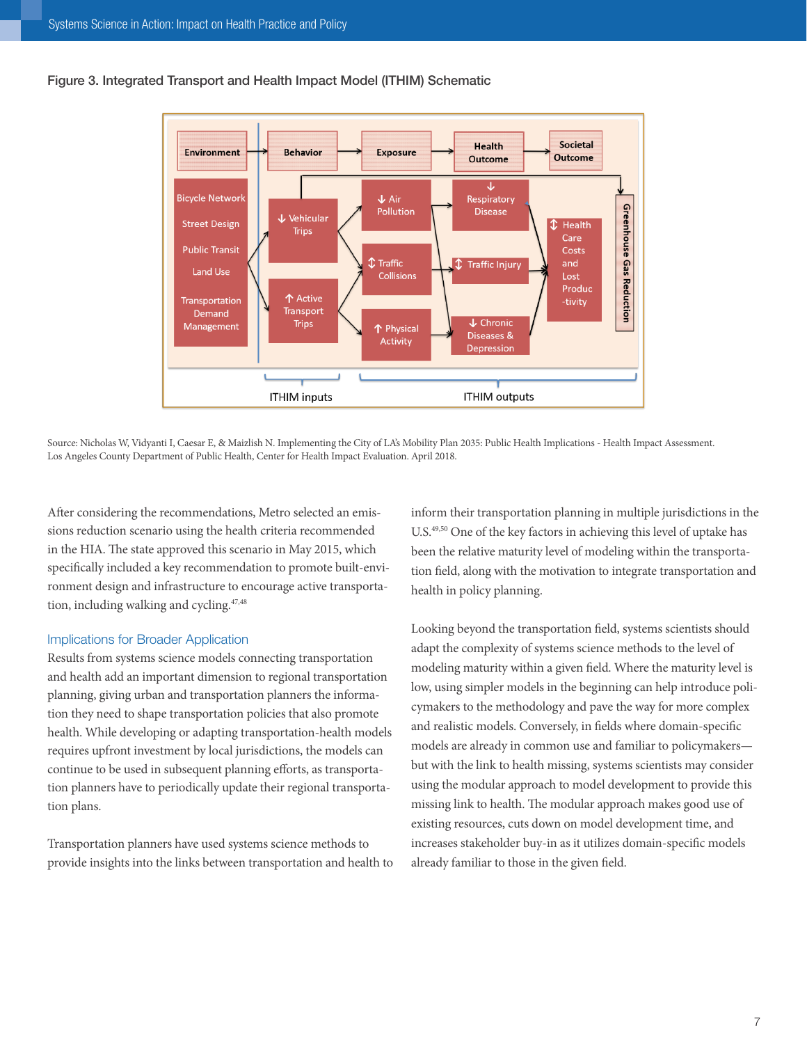Figure 3. Integrated Transport and Health Impact Model (ITHIM) Schematic

Source: Nicholas W, Vidyanti I, Caesar E, & Maizlish N. Implementing the City of LA's Mobility Plan 2035: Public Health Implications - Health Impact Assessment. Los Angeles County Department of Public Health, Center for Health Impact Evaluation. April 2018.

After considering the recommendations, Metro selected an emissions reduction scenario using the health criteria recommended in the HIA. The state approved this scenario in May 2015, which specifically included a key recommendation to promote built-environment design and infrastructure to encourage active transportation, including walking and cycling.[47,48]

## Implications for Broader Application

Results from systems science models connecting transportation and health add an important dimension to regional transportation planning, giving urban and transportation planners the information they need to shape transportation policies that also promote health. While developing or adapting transportation-health models requires upfront investment by local jurisdictions, the models can continue to be used in subsequent planning efforts, as transportation planners have to periodically update their regional transportation plans.

Transportation planners have used systems science methods to provide insights into the links between transportation and health to inform their transportation planning in multiple jurisdictions in the U.S.[49,50] One of the key factors in achieving this level of uptake has been the relative maturity level of modeling within the transportation field, along with the motivation to integrate transportation and health in policy planning.

Looking beyond the transportation field, systems scientists should adapt the complexity of systems science methods to the level of modeling maturity within a given field. Where the maturity level is low, using simpler models in the beginning can help introduce policymakers to the methodology and pave the way for more complex and realistic models. Conversely, in fields where domain-specific models are already in common use and familiar to policymakers—but with the link to health missing, systems scientists may consider using the modular approach to model development to provide this missing link to health. The modular approach makes good use of existing resources, cuts down on model development time, and increases stakeholder buy-in as it utilizes domain-specific models already familiar to those in the given field.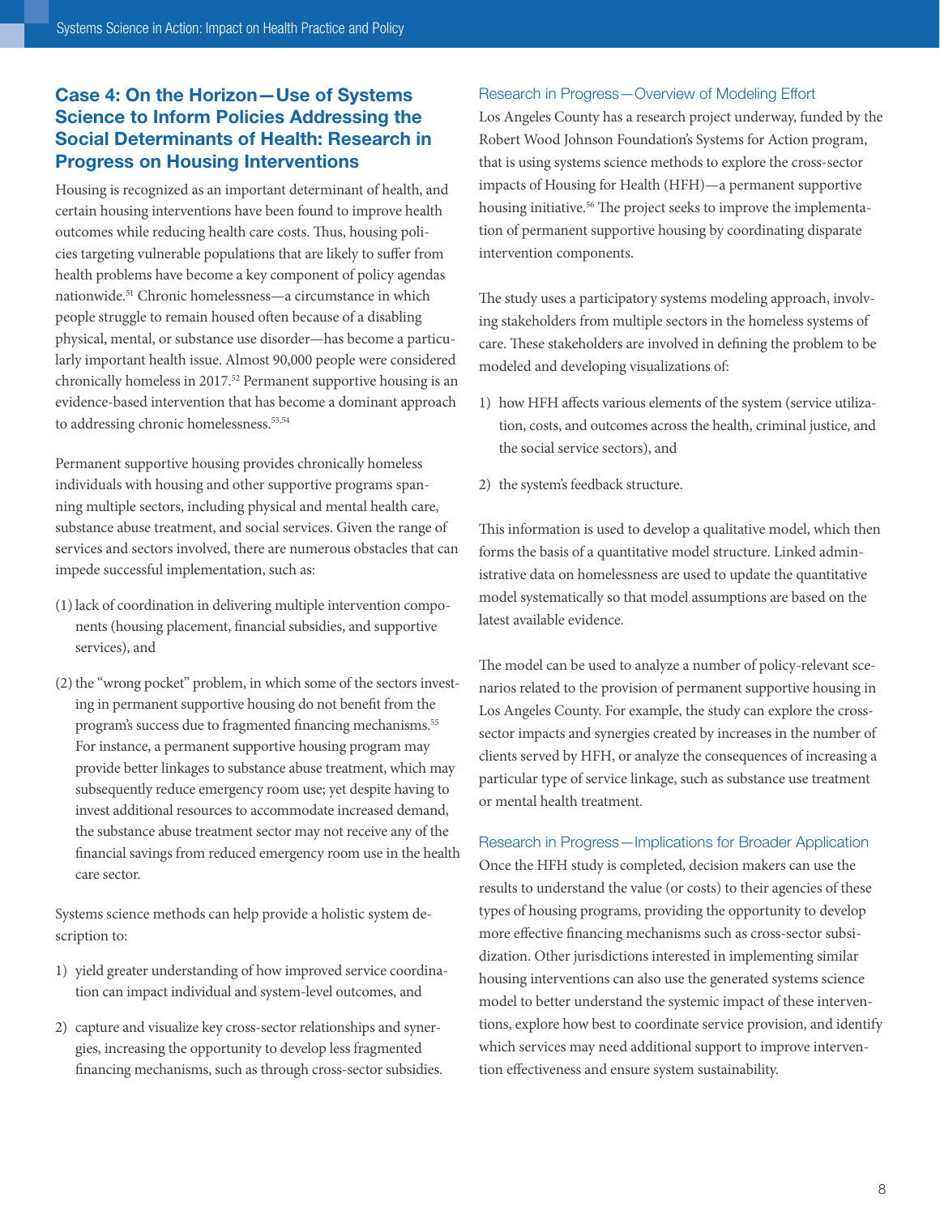## Case 4: On the Horizon—Use of Systems Science to Inform Policies Addressing the Social Determinants of Health: Research in Progress on Housing Interventions

Housing is recognized as an important determinant of health, and certain housing interventions have been found to improve health outcomes while reducing health care costs. Thus, housing policies targeting vulnerable populations that are likely to suffer from health problems have become a key component of policy agendas nationwide.[51] Chronic homelessness—a circumstance in which people struggle to remain housed often because of a disabling physical, mental, or substance use disorder—has become a particularly important health issue. Almost 90,000 people were considered chronically homeless in 2017.[52] Permanent supportive housing is an evidence-based intervention that has become a dominant approach to addressing chronic homelessness.[53,54]

Permanent supportive housing provides chronically homeless individuals with housing and other supportive programs spanning multiple sectors, including physical and mental health care, substance abuse treatment, and social services. Given the range of services and sectors involved, there are numerous obstacles that can impede successful implementation, such as:

(1) lack of coordination in delivering multiple intervention components (housing placement, financial subsidies, and supportive services), and

(2) the "wrong pocket" problem, in which some of the sectors investing in permanent supportive housing do not benefit from the program's success due to fragmented financing mechanisms.[55] For instance, a permanent supportive housing program may provide better linkages to substance abuse treatment, which may subsequently reduce emergency room use; yet despite having to invest additional resources to accommodate increased demand, the substance abuse treatment sector may not receive any of the financial savings from reduced emergency room use in the health care sector.

Systems science methods can help provide a holistic system description to:

1) yield greater understanding of how improved service coordination can impact individual and system-level outcomes, and

2) capture and visualize key cross-sector relationships and synergies, increasing the opportunity to develop less fragmented financing mechanisms, such as through cross-sector subsidies.

### Research in Progress—Overview of Modeling Effort

Los Angeles County has a research project underway, funded by the Robert Wood Johnson Foundation's Systems for Action program, that is using systems science methods to explore the cross-sector impacts of Housing for Health (HFH)—a permanent supportive housing initiative.[56] The project seeks to improve the implementation of permanent supportive housing by coordinating disparate intervention components.

The study uses a participatory systems modeling approach, involving stakeholders from multiple sectors in the homeless systems of care. These stakeholders are involved in defining the problem to be modeled and developing visualizations of:

1) how HFH affects various elements of the system (service utilization, costs, and outcomes across the health, criminal justice, and the social service sectors), and

2) the system's feedback structure.

This information is used to develop a qualitative model, which then forms the basis of a quantitative model structure. Linked administrative data on homelessness are used to update the quantitative model systematically so that model assumptions are based on the latest available evidence.

The model can be used to analyze a number of policy-relevant scenarios related to the provision of permanent supportive housing in Los Angeles County. For example, the study can explore the cross-sector impacts and synergies created by increases in the number of clients served by HFH, or analyze the consequences of increasing a particular type of service linkage, such as substance use treatment or mental health treatment.

### Research in Progress—Implications for Broader Application

Once the HFH study is completed, decision makers can use the results to understand the value (or costs) to their agencies of these types of housing programs, providing the opportunity to develop more effective financing mechanisms such as cross-sector subsidization. Other jurisdictions interested in implementing similar housing interventions can also use the generated systems science model to better understand the systemic impact of these interventions, explore how best to coordinate service provision, and identify which services may need additional support to improve intervention effectiveness and ensure system sustainability.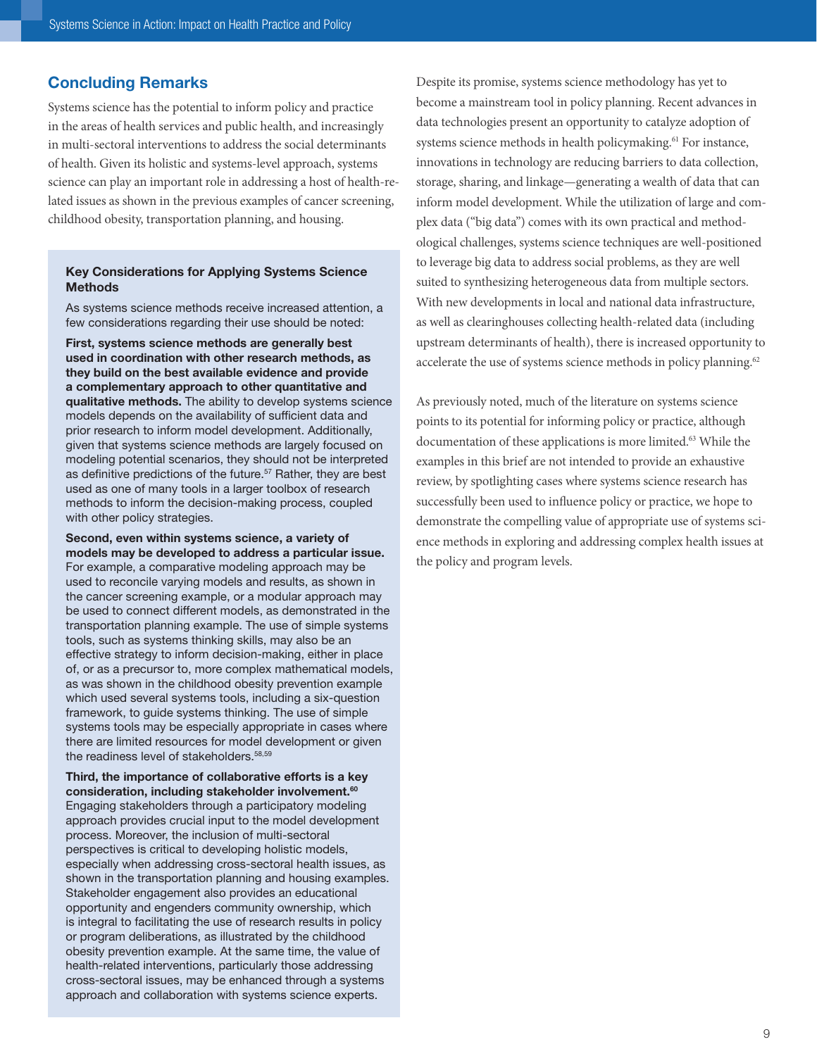## Concluding Remarks

Systems science has the potential to inform policy and practice in the areas of health services and public health, and increasingly in multi-sectoral interventions to address the social determinants of health. Given its holistic and systems-level approach, systems science can play an important role in addressing a host of health-related issues as shown in the previous examples of cancer screening, childhood obesity, transportation planning, and housing.

### Key Considerations for Applying Systems Science Methods

As systems science methods receive increased attention, a few considerations regarding their use should be noted:

**First, systems science methods are generally best used in coordination with other research methods, as they build on the best available evidence and provide a complementary approach to other quantitative and qualitative methods.** The ability to develop systems science models depends on the availability of sufficient data and prior research to inform model development. Additionally, given that systems science methods are largely focused on modeling potential scenarios, they should not be interpreted as definitive predictions of the future.[57] Rather, they are best used as one of many tools in a larger toolbox of research methods to inform the decision-making process, coupled with other policy strategies.

**Second, even within systems science, a variety of models may be developed to address a particular issue.** For example, a comparative modeling approach may be used to reconcile varying models and results, as shown in the cancer screening example, or a modular approach may be used to connect different models, as demonstrated in the transportation planning example. The use of simple systems tools, such as systems thinking skills, may also be an effective strategy to inform decision-making, either in place of, or as a precursor to, more complex mathematical models, as was shown in the childhood obesity prevention example which used several systems tools, including a six-question framework, to guide systems thinking. The use of simple systems tools may be especially appropriate in cases where there are limited resources for model development or given the readiness level of stakeholders.[58,59]

**Third, the importance of collaborative efforts is a key consideration, including stakeholder involvement.[60]** Engaging stakeholders through a participatory modeling approach provides crucial input to the model development process. Moreover, the inclusion of multi-sectoral perspectives is critical to developing holistic models, especially when addressing cross-sectoral health issues, as shown in the transportation planning and housing examples. Stakeholder engagement also provides an educational opportunity and engenders community ownership, which is integral to facilitating the use of research results in policy or program deliberations, as illustrated by the childhood obesity prevention example. At the same time, the value of health-related interventions, particularly those addressing cross-sectoral issues, may be enhanced through a systems approach and collaboration with systems science experts.

Despite its promise, systems science methodology has yet to become a mainstream tool in policy planning. Recent advances in data technologies present an opportunity to catalyze adoption of systems science methods in health policymaking.[61] For instance, innovations in technology are reducing barriers to data collection, storage, sharing, and linkage—generating a wealth of data that can inform model development. While the utilization of large and complex data ("big data") comes with its own practical and methodological challenges, systems science techniques are well-positioned to leverage big data to address social problems, as they are well suited to synthesizing heterogeneous data from multiple sectors. With new developments in local and national data infrastructure, as well as clearinghouses collecting health-related data (including upstream determinants of health), there is increased opportunity to accelerate the use of systems science methods in policy planning.[62]

As previously noted, much of the literature on systems science points to its potential for informing policy or practice, although documentation of these applications is more limited.[63] While the examples in this brief are not intended to provide an exhaustive review, by spotlighting cases where systems science research has successfully been used to influence policy or practice, we hope to demonstrate the compelling value of appropriate use of systems science methods in exploring and addressing complex health issues at the policy and program levels.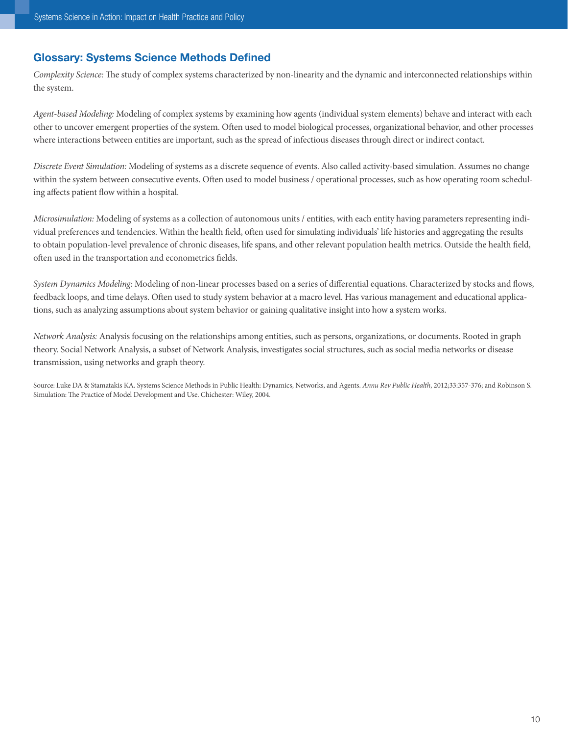## Glossary: Systems Science Methods Defined

*Complexity Science:* The study of complex systems characterized by non-linearity and the dynamic and interconnected relationships within the system.

*Agent-based Modeling:* Modeling of complex systems by examining how agents (individual system elements) behave and interact with each other to uncover emergent properties of the system. Often used to model biological processes, organizational behavior, and other processes where interactions between entities are important, such as the spread of infectious diseases through direct or indirect contact.

*Discrete Event Simulation:* Modeling of systems as a discrete sequence of events. Also called activity-based simulation. Assumes no change within the system between consecutive events. Often used to model business / operational processes, such as how operating room scheduling affects patient flow within a hospital.

*Microsimulation:* Modeling of systems as a collection of autonomous units / entities, with each entity having parameters representing individual preferences and tendencies. Within the health field, often used for simulating individuals' life histories and aggregating the results to obtain population-level prevalence of chronic diseases, life spans, and other relevant population health metrics. Outside the health field, often used in the transportation and econometrics fields.

*System Dynamics Modeling:* Modeling of non-linear processes based on a series of differential equations. Characterized by stocks and flows, feedback loops, and time delays. Often used to study system behavior at a macro level. Has various management and educational applications, such as analyzing assumptions about system behavior or gaining qualitative insight into how a system works.

*Network Analysis:* Analysis focusing on the relationships among entities, such as persons, organizations, or documents. Rooted in graph theory. Social Network Analysis, a subset of Network Analysis, investigates social structures, such as social media networks or disease transmission, using networks and graph theory.

Source: Luke DA & Stamatakis KA. Systems Science Methods in Public Health: Dynamics, Networks, and Agents. *Annu Rev Public Health*, 2012;33:357-376; and Robinson S. Simulation: The Practice of Model Development and Use. Chichester: Wiley, 2004.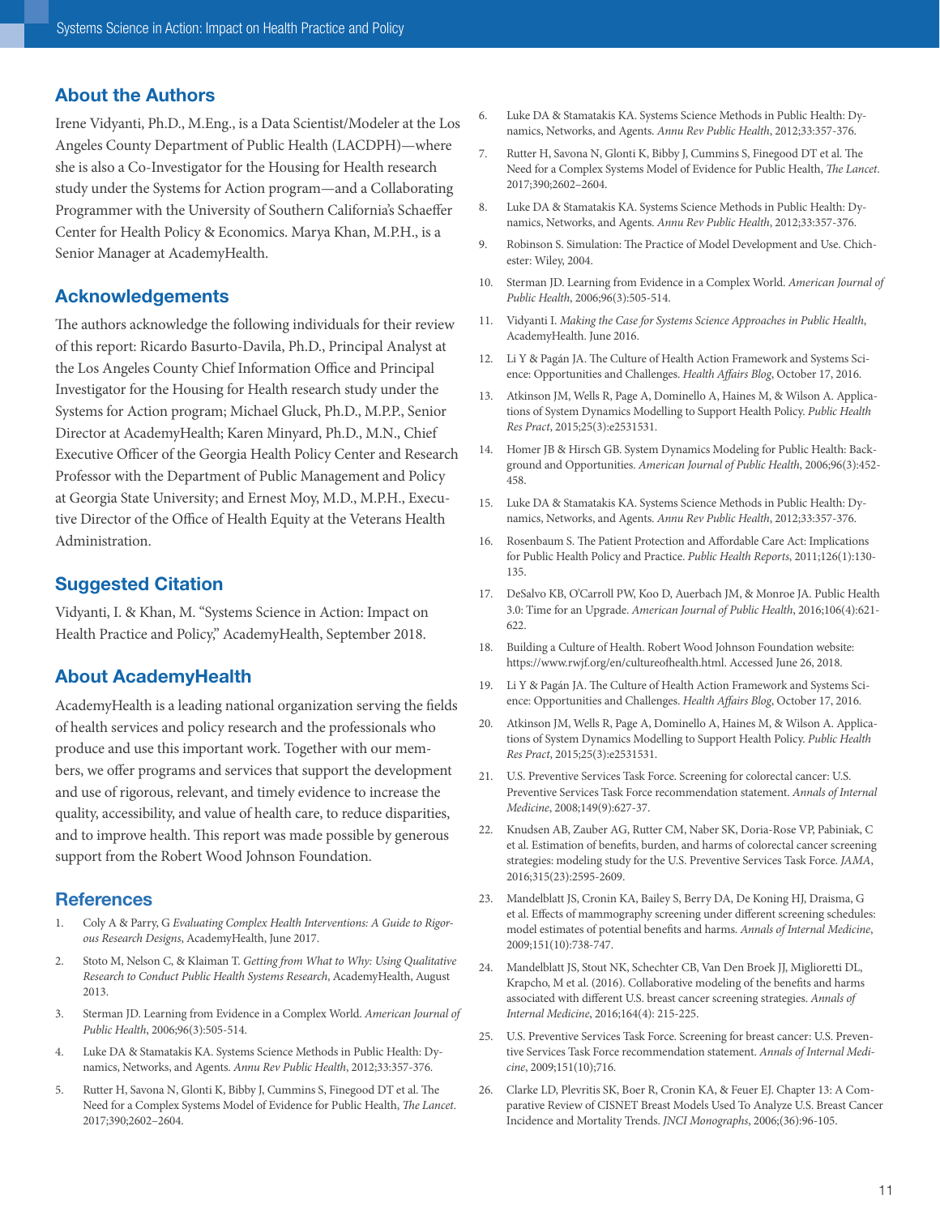## About the Authors

Irene Vidyanti, Ph.D., M.Eng., is a Data Scientist/Modeler at the Los Angeles County Department of Public Health (LACDPH)—where she is also a Co-Investigator for the Housing for Health research study under the Systems for Action program—and a Collaborating Programmer with the University of Southern California's Schaeffer Center for Health Policy & Economics. Marya Khan, M.P.H., is a Senior Manager at AcademyHealth.

## Acknowledgements

The authors acknowledge the following individuals for their review of this report: Ricardo Basurto-Davila, Ph.D., Principal Analyst at the Los Angeles County Chief Information Office and Principal Investigator for the Housing for Health research study under the Systems for Action program; Michael Gluck, Ph.D., M.P.P., Senior Director at AcademyHealth; Karen Minyard, Ph.D., M.N., Chief Executive Officer of the Georgia Health Policy Center and Research Professor with the Department of Public Management and Policy at Georgia State University; and Ernest Moy, M.D., M.P.H., Executive Director of the Office of Health Equity at the Veterans Health Administration.

## Suggested Citation

Vidyanti, I. & Khan, M. "Systems Science in Action: Impact on Health Practice and Policy," AcademyHealth, September 2018.

## About AcademyHealth

AcademyHealth is a leading national organization serving the fields of health services and policy research and the professionals who produce and use this important work. Together with our members, we offer programs and services that support the development and use of rigorous, relevant, and timely evidence to increase the quality, accessibility, and value of health care, to reduce disparities, and to improve health. This report was made possible by generous support from the Robert Wood Johnson Foundation.

## References

1. Coly A & Parry, G *Evaluating Complex Health Interventions: A Guide to Rigorous Research Designs*, AcademyHealth, June 2017.
2. Stoto M, Nelson C, & Klaiman T. *Getting from What to Why: Using Qualitative Research to Conduct Public Health Systems Research*, AcademyHealth, August 2013.
3. Sterman JD. Learning from Evidence in a Complex World. *American Journal of Public Health*, 2006;96(3):505-514.
4. Luke DA & Stamatakis KA. Systems Science Methods in Public Health: Dynamics, Networks, and Agents. *Annu Rev Public Health*, 2012;33:357-376.
5. Rutter H, Savona N, Glonti K, Bibby J, Cummins S, Finegood DT et al. The Need for a Complex Systems Model of Evidence for Public Health, *The Lancet*. 2017;390;2602–2604.
6. Luke DA & Stamatakis KA. Systems Science Methods in Public Health: Dynamics, Networks, and Agents. *Annu Rev Public Health*, 2012;33:357-376.
7. Rutter H, Savona N, Glonti K, Bibby J, Cummins S, Finegood DT et al. The Need for a Complex Systems Model of Evidence for Public Health, *The Lancet*. 2017;390;2602–2604.
8. Luke DA & Stamatakis KA. Systems Science Methods in Public Health: Dynamics, Networks, and Agents. *Annu Rev Public Health*, 2012;33:357-376.
9. Robinson S. Simulation: The Practice of Model Development and Use. Chichester: Wiley, 2004.
10. Sterman JD. Learning from Evidence in a Complex World. *American Journal of Public Health*, 2006;96(3):505-514.
11. Vidyanti I. *Making the Case for Systems Science Approaches in Public Health*, AcademyHealth. June 2016.
12. Li Y & Pagán JA. The Culture of Health Action Framework and Systems Science: Opportunities and Challenges. *Health Affairs Blog*, October 17, 2016.
13. Atkinson JM, Wells R, Page A, Dominello A, Haines M, & Wilson A. Applications of System Dynamics Modelling to Support Health Policy. *Public Health Res Pract*, 2015;25(3):e2531531.
14. Homer JB & Hirsch GB. System Dynamics Modeling for Public Health: Background and Opportunities. *American Journal of Public Health*, 2006;96(3):452-458.
15. Luke DA & Stamatakis KA. Systems Science Methods in Public Health: Dynamics, Networks, and Agents. *Annu Rev Public Health*, 2012;33:357-376.
16. Rosenbaum S. The Patient Protection and Affordable Care Act: Implications for Public Health Policy and Practice. *Public Health Reports*, 2011;126(1):130-135.
17. DeSalvo KB, O'Carroll PW, Koo D, Auerbach JM, & Monroe JA. Public Health 3.0: Time for an Upgrade. *American Journal of Public Health*, 2016;106(4):621-622.
18. Building a Culture of Health. Robert Wood Johnson Foundation website: https://www.rwjf.org/en/cultureofhealth.html. Accessed June 26, 2018.
19. Li Y & Pagán JA. The Culture of Health Action Framework and Systems Science: Opportunities and Challenges. *Health Affairs Blog*, October 17, 2016.
20. Atkinson JM, Wells R, Page A, Dominello A, Haines M, & Wilson A. Applications of System Dynamics Modelling to Support Health Policy. *Public Health Res Pract*, 2015;25(3):e2531531.
21. U.S. Preventive Services Task Force. Screening for colorectal cancer: U.S. Preventive Services Task Force recommendation statement. *Annals of Internal Medicine*, 2008;149(9):627-37.
22. Knudsen AB, Zauber AG, Rutter CM, Naber SK, Doria-Rose VP, Pabiniak, C et al. Estimation of benefits, burden, and harms of colorectal cancer screening strategies: modeling study for the U.S. Preventive Services Task Force. *JAMA*, 2016;315(23):2595-2609.
23. Mandelblatt JS, Cronin KA, Bailey S, Berry DA, De Koning HJ, Draisma, G et al. Effects of mammography screening under different screening schedules: model estimates of potential benefits and harms. *Annals of Internal Medicine*, 2009;151(10):738-747.
24. Mandelblatt JS, Stout NK, Schechter CB, Van Den Broek JJ, Miglioretti DL, Krapcho, M et al. (2016). Collaborative modeling of the benefits and harms associated with different U.S. breast cancer screening strategies. *Annals of Internal Medicine*, 2016;164(4): 215-225.
25. U.S. Preventive Services Task Force. Screening for breast cancer: U.S. Preventive Services Task Force recommendation statement. *Annals of Internal Medicine*, 2009;151(10);716.
26. Clarke LD, Plevritis SK, Boer R, Cronin KA, & Feuer EJ. Chapter 13: A Comparative Review of CISNET Breast Models Used To Analyze U.S. Breast Cancer Incidence and Mortality Trends. *JNCI Monographs*, 2006;(36):96-105.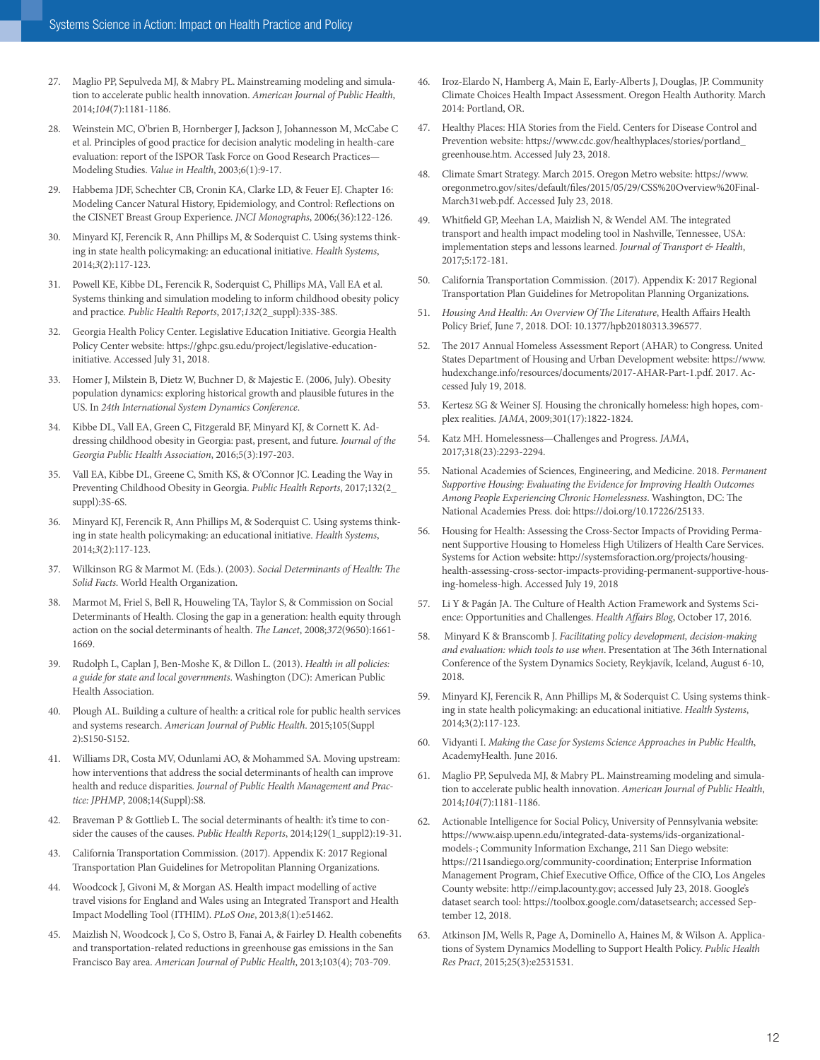27. Maglio PP, Sepulveda MJ, & Mabry PL. Mainstreaming modeling and simulation to accelerate public health innovation. *American Journal of Public Health*, 2014;*104*(7):1181-1186.

28. Weinstein MC, O'brien B, Hornberger J, Jackson J, Johannesson M, McCabe C et al. Principles of good practice for decision analytic modeling in health-care evaluation: report of the ISPOR Task Force on Good Research Practices—Modeling Studies. *Value in Health*, 2003;6(1):9-17.

29. Habbema JDF, Schechter CB, Cronin KA, Clarke LD, & Feuer EJ. Chapter 16: Modeling Cancer Natural History, Epidemiology, and Control: Reflections on the CISNET Breast Group Experience. *JNCI Monographs*, 2006;(36):122-126.

30. Minyard KJ, Ferencik R, Ann Phillips M, & Soderquist C. Using systems thinking in state health policymaking: an educational initiative. *Health Systems*, 2014;*3*(2):117-123.

31. Powell KE, Kibbe DL, Ferencik R, Soderquist C, Phillips MA, Vall EA et al. Systems thinking and simulation modeling to inform childhood obesity policy and practice. *Public Health Reports*, 2017;*132*(2_suppl):33S-38S.

32. Georgia Health Policy Center. Legislative Education Initiative. Georgia Health Policy Center website: https://ghpc.gsu.edu/project/legislative-education-initiative. Accessed July 31, 2018.

33. Homer J, Milstein B, Dietz W, Buchner D, & Majestic E. (2006, July). Obesity population dynamics: exploring historical growth and plausible futures in the US. In *24th International System Dynamics Conference*.

34. Kibbe DL, Vall EA, Green C, Fitzgerald BF, Minyard KJ, & Cornett K. Addressing childhood obesity in Georgia: past, present, and future. *Journal of the Georgia Public Health Association*, 2016;5(3):197-203.

35. Vall EA, Kibbe DL, Greene C, Smith KS, & O'Connor JC. Leading the Way in Preventing Childhood Obesity in Georgia. *Public Health Reports*, 2017;132(2_suppl):3S-6S.

36. Minyard KJ, Ferencik R, Ann Phillips M, & Soderquist C. Using systems thinking in state health policymaking: an educational initiative. *Health Systems*, 2014;*3*(2):117-123.

37. Wilkinson RG & Marmot M. (Eds.). (2003). *Social Determinants of Health: The Solid Facts*. World Health Organization.

38. Marmot M, Friel S, Bell R, Houweling TA, Taylor S, & Commission on Social Determinants of Health. Closing the gap in a generation: health equity through action on the social determinants of health. *The Lancet*, 2008;*372*(9650):1661-1669.

39. Rudolph L, Caplan J, Ben-Moshe K, & Dillon L. (2013). *Health in all policies: a guide for state and local governments*. Washington (DC): American Public Health Association.

40. Plough AL. Building a culture of health: a critical role for public health services and systems research. *American Journal of Public Health*. 2015;105(Suppl 2):S150-S152.

41. Williams DR, Costa MV, Odunlami AO, & Mohammed SA. Moving upstream: how interventions that address the social determinants of health can improve health and reduce disparities. *Journal of Public Health Management and Practice: JPHMP*, 2008;14(Suppl):S8.

42. Braveman P & Gottlieb L. The social determinants of health: it's time to consider the causes of the causes. *Public Health Reports*, 2014;129(1_suppl2):19-31.

43. California Transportation Commission. (2017). Appendix K: 2017 Regional Transportation Plan Guidelines for Metropolitan Planning Organizations.

44. Woodcock J, Givoni M, & Morgan AS. Health impact modelling of active travel visions for England and Wales using an Integrated Transport and Health Impact Modelling Tool (ITHIM). *PLoS One*, 2013;8(1):e51462.

45. Maizlish N, Woodcock J, Co S, Ostro B, Fanai A, & Fairley D. Health cobenefits and transportation-related reductions in greenhouse gas emissions in the San Francisco Bay area. *American Journal of Public Health*, 2013;103(4); 703-709.

46. Iroz-Elardo N, Hamberg A, Main E, Early-Alberts J, Douglas, JP. Community Climate Choices Health Impact Assessment. Oregon Health Authority. March 2014: Portland, OR.

47. Healthy Places: HIA Stories from the Field. Centers for Disease Control and Prevention website: https://www.cdc.gov/healthyplaces/stories/portland_greenhouse.htm. Accessed July 23, 2018.

48. Climate Smart Strategy. March 2015. Oregon Metro website: https://www.oregonmetro.gov/sites/default/files/2015/05/29/CSS%20Overview%20Final-March31web.pdf. Accessed July 23, 2018.

49. Whitfield GP, Meehan LA, Maizlish N, & Wendel AM. The integrated transport and health impact modeling tool in Nashville, Tennessee, USA: implementation steps and lessons learned. *Journal of Transport & Health*, 2017;5:172-181.

50. California Transportation Commission. (2017). Appendix K: 2017 Regional Transportation Plan Guidelines for Metropolitan Planning Organizations.

51. *Housing And Health: An Overview Of The Literature*, Health Affairs Health Policy Brief, June 7, 2018. DOI: 10.1377/hpb20180313.396577.

52. The 2017 Annual Homeless Assessment Report (AHAR) to Congress. United States Department of Housing and Urban Development website: https://www.hudexchange.info/resources/documents/2017-AHAR-Part-1.pdf. 2017. Accessed July 19, 2018.

53. Kertesz SG & Weiner SJ. Housing the chronically homeless: high hopes, complex realities. *JAMA*, 2009;301(17):1822-1824.

54. Katz MH. Homelessness—Challenges and Progress. *JAMA*, 2017;318(23):2293-2294.

55. National Academies of Sciences, Engineering, and Medicine. 2018. *Permanent Supportive Housing: Evaluating the Evidence for Improving Health Outcomes Among People Experiencing Chronic Homelessness*. Washington, DC: The National Academies Press. doi: https://doi.org/10.17226/25133.

56. Housing for Health: Assessing the Cross-Sector Impacts of Providing Permanent Supportive Housing to Homeless High Utilizers of Health Care Services. Systems for Action website: http://systemsforaction.org/projects/housing-health-assessing-cross-sector-impacts-providing-permanent-supportive-housing-homeless-high. Accessed July 19, 2018

57. Li Y & Pagán JA. The Culture of Health Action Framework and Systems Science: Opportunities and Challenges. *Health Affairs Blog*, October 17, 2016.

58. Minyard K & Branscomb J. *Facilitating policy development, decision-making and evaluation: which tools to use when*. Presentation at The 36th International Conference of the System Dynamics Society, Reykjavík, Iceland, August 6-10, 2018.

59. Minyard KJ, Ferencik R, Ann Phillips M, & Soderquist C. Using systems thinking in state health policymaking: an educational initiative. *Health Systems*, 2014;3(2):117-123.

60. Vidyanti I. *Making the Case for Systems Science Approaches in Public Health*, AcademyHealth. June 2016.

61. Maglio PP, Sepulveda MJ, & Mabry PL. Mainstreaming modeling and simulation to accelerate public health innovation. *American Journal of Public Health*, 2014;*104*(7):1181-1186.

62. Actionable Intelligence for Social Policy, University of Pennsylvania website: https://www.aisp.upenn.edu/integrated-data-systems/ids-organizational-models-; Community Information Exchange, 211 San Diego website: https://211sandiego.org/community-coordination; Enterprise Information Management Program, Chief Executive Office, Office of the CIO, Los Angeles County website: http://eimp.lacounty.gov; accessed July 23, 2018. Google's dataset search tool: https://toolbox.google.com/datasetsearch; accessed September 12, 2018.

63. Atkinson JM, Wells R, Page A, Dominello A, Haines M, & Wilson A. Applications of System Dynamics Modelling to Support Health Policy. *Public Health Res Pract*, 2015;25(3):e2531531.